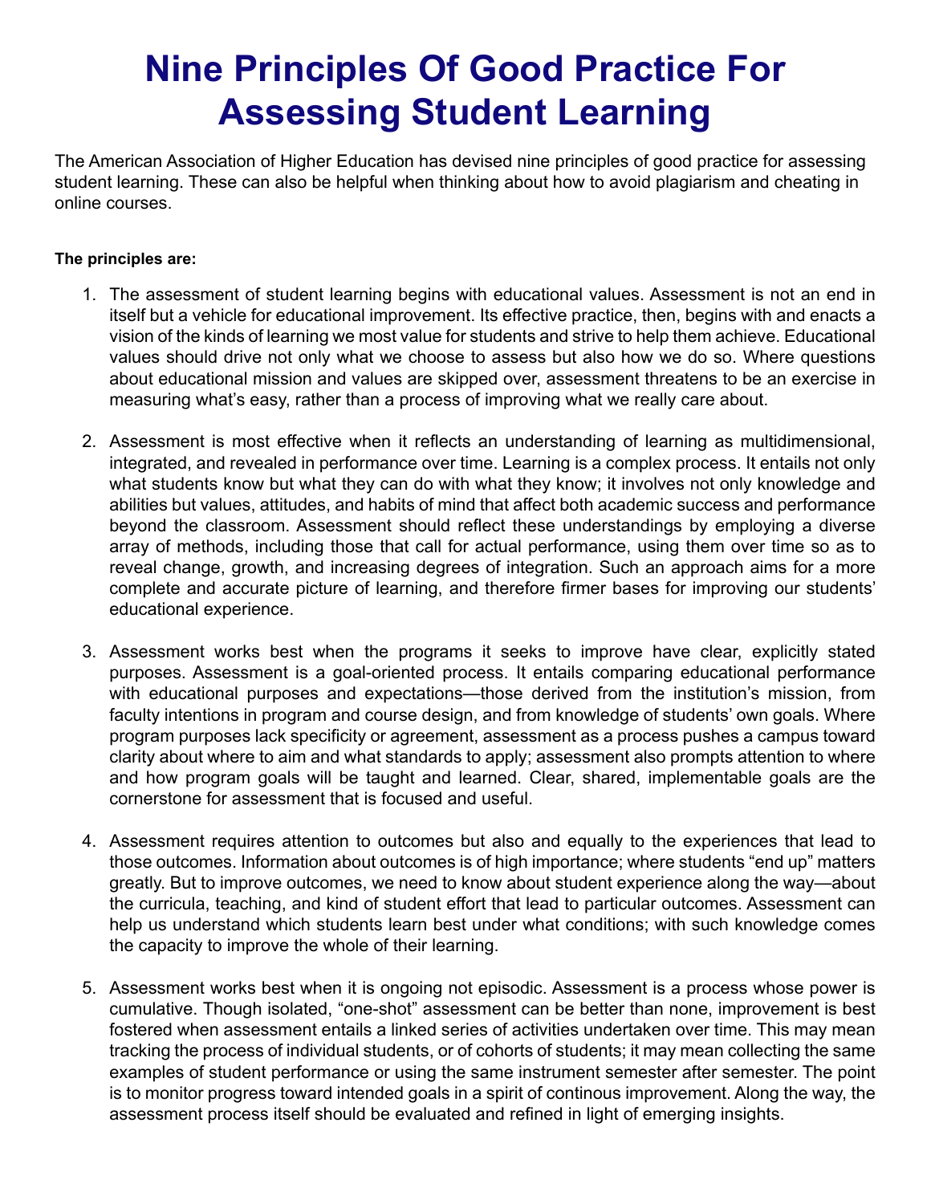# Nine Principles Of Good Practice For Assessing Student Learning

The American Association of Higher Education has devised nine principles of good practice for assessing student learning. These can also be helpful when thinking about how to avoid plagiarism and cheating in online courses.

**The principles are:**

1. The assessment of student learning begins with educational values. Assessment is not an end in itself but a vehicle for educational improvement. Its effective practice, then, begins with and enacts a vision of the kinds of learning we most value for students and strive to help them achieve. Educational values should drive not only what we choose to assess but also how we do so. Where questions about educational mission and values are skipped over, assessment threatens to be an exercise in measuring what's easy, rather than a process of improving what we really care about.

2. Assessment is most effective when it reflects an understanding of learning as multidimensional, integrated, and revealed in performance over time. Learning is a complex process. It entails not only what students know but what they can do with what they know; it involves not only knowledge and abilities but values, attitudes, and habits of mind that affect both academic success and performance beyond the classroom. Assessment should reflect these understandings by employing a diverse array of methods, including those that call for actual performance, using them over time so as to reveal change, growth, and increasing degrees of integration. Such an approach aims for a more complete and accurate picture of learning, and therefore firmer bases for improving our students' educational experience.

3. Assessment works best when the programs it seeks to improve have clear, explicitly stated purposes. Assessment is a goal-oriented process. It entails comparing educational performance with educational purposes and expectations—those derived from the institution's mission, from faculty intentions in program and course design, and from knowledge of students' own goals. Where program purposes lack specificity or agreement, assessment as a process pushes a campus toward clarity about where to aim and what standards to apply; assessment also prompts attention to where and how program goals will be taught and learned. Clear, shared, implementable goals are the cornerstone for assessment that is focused and useful.

4. Assessment requires attention to outcomes but also and equally to the experiences that lead to those outcomes. Information about outcomes is of high importance; where students "end up" matters greatly. But to improve outcomes, we need to know about student experience along the way—about the curricula, teaching, and kind of student effort that lead to particular outcomes. Assessment can help us understand which students learn best under what conditions; with such knowledge comes the capacity to improve the whole of their learning.

5. Assessment works best when it is ongoing not episodic. Assessment is a process whose power is cumulative. Though isolated, "one-shot" assessment can be better than none, improvement is best fostered when assessment entails a linked series of activities undertaken over time. This may mean tracking the process of individual students, or of cohorts of students; it may mean collecting the same examples of student performance or using the same instrument semester after semester. The point is to monitor progress toward intended goals in a spirit of continous improvement. Along the way, the assessment process itself should be evaluated and refined in light of emerging insights.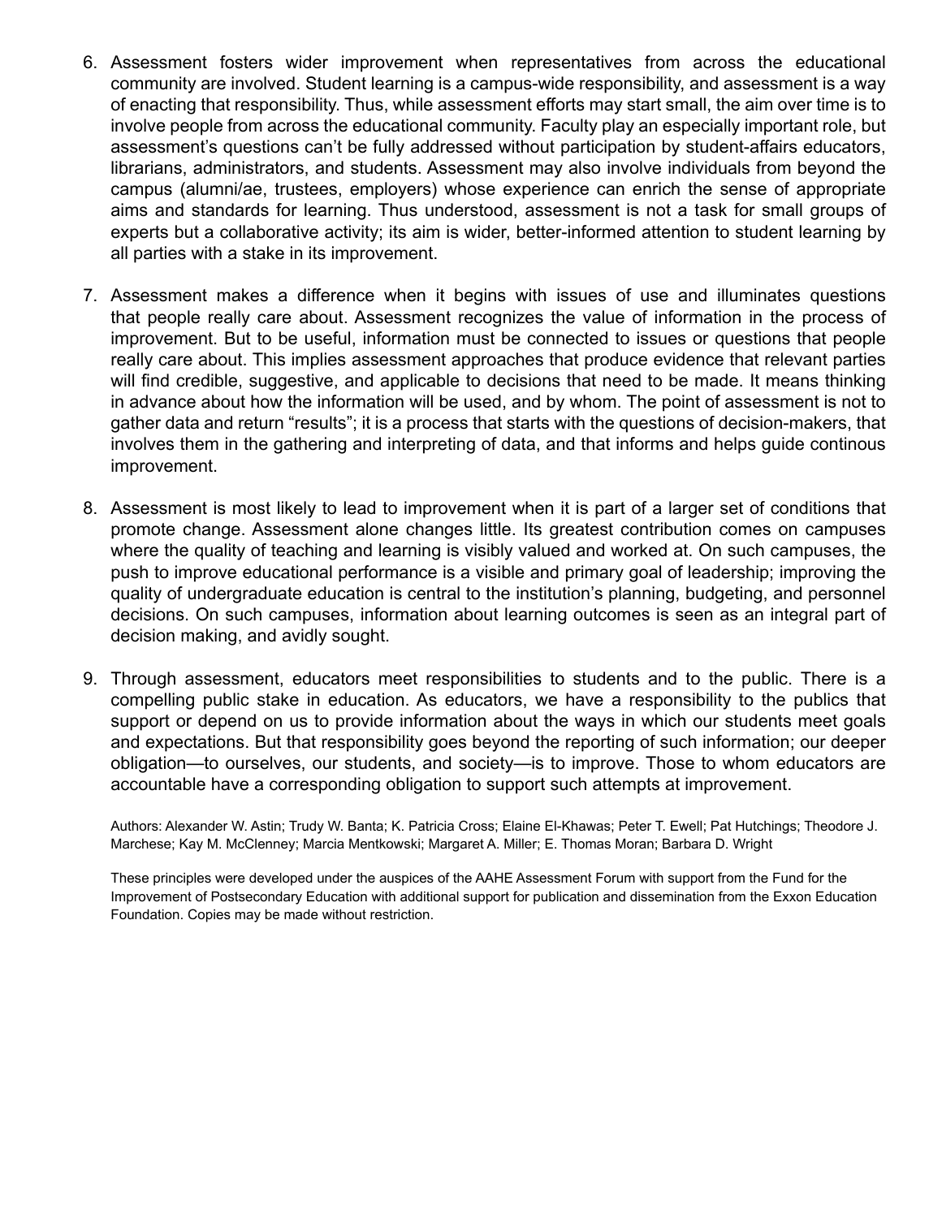6. Assessment fosters wider improvement when representatives from across the educational community are involved. Student learning is a campus-wide responsibility, and assessment is a way of enacting that responsibility. Thus, while assessment efforts may start small, the aim over time is to involve people from across the educational community. Faculty play an especially important role, but assessment's questions can't be fully addressed without participation by student-affairs educators, librarians, administrators, and students. Assessment may also involve individuals from beyond the campus (alumni/ae, trustees, employers) whose experience can enrich the sense of appropriate aims and standards for learning. Thus understood, assessment is not a task for small groups of experts but a collaborative activity; its aim is wider, better-informed attention to student learning by all parties with a stake in its improvement.

7. Assessment makes a difference when it begins with issues of use and illuminates questions that people really care about. Assessment recognizes the value of information in the process of improvement. But to be useful, information must be connected to issues or questions that people really care about. This implies assessment approaches that produce evidence that relevant parties will find credible, suggestive, and applicable to decisions that need to be made. It means thinking in advance about how the information will be used, and by whom. The point of assessment is not to gather data and return "results"; it is a process that starts with the questions of decision-makers, that involves them in the gathering and interpreting of data, and that informs and helps guide continous improvement.

8. Assessment is most likely to lead to improvement when it is part of a larger set of conditions that promote change. Assessment alone changes little. Its greatest contribution comes on campuses where the quality of teaching and learning is visibly valued and worked at. On such campuses, the push to improve educational performance is a visible and primary goal of leadership; improving the quality of undergraduate education is central to the institution's planning, budgeting, and personnel decisions. On such campuses, information about learning outcomes is seen as an integral part of decision making, and avidly sought.

9. Through assessment, educators meet responsibilities to students and to the public. There is a compelling public stake in education. As educators, we have a responsibility to the publics that support or depend on us to provide information about the ways in which our students meet goals and expectations. But that responsibility goes beyond the reporting of such information; our deeper obligation—to ourselves, our students, and society—is to improve. Those to whom educators are accountable have a corresponding obligation to support such attempts at improvement.

Authors: Alexander W. Astin; Trudy W. Banta; K. Patricia Cross; Elaine El-Khawas; Peter T. Ewell; Pat Hutchings; Theodore J. Marchese; Kay M. McClenney; Marcia Mentkowski; Margaret A. Miller; E. Thomas Moran; Barbara D. Wright

These principles were developed under the auspices of the AAHE Assessment Forum with support from the Fund for the Improvement of Postsecondary Education with additional support for publication and dissemination from the Exxon Education Foundation. Copies may be made without restriction.